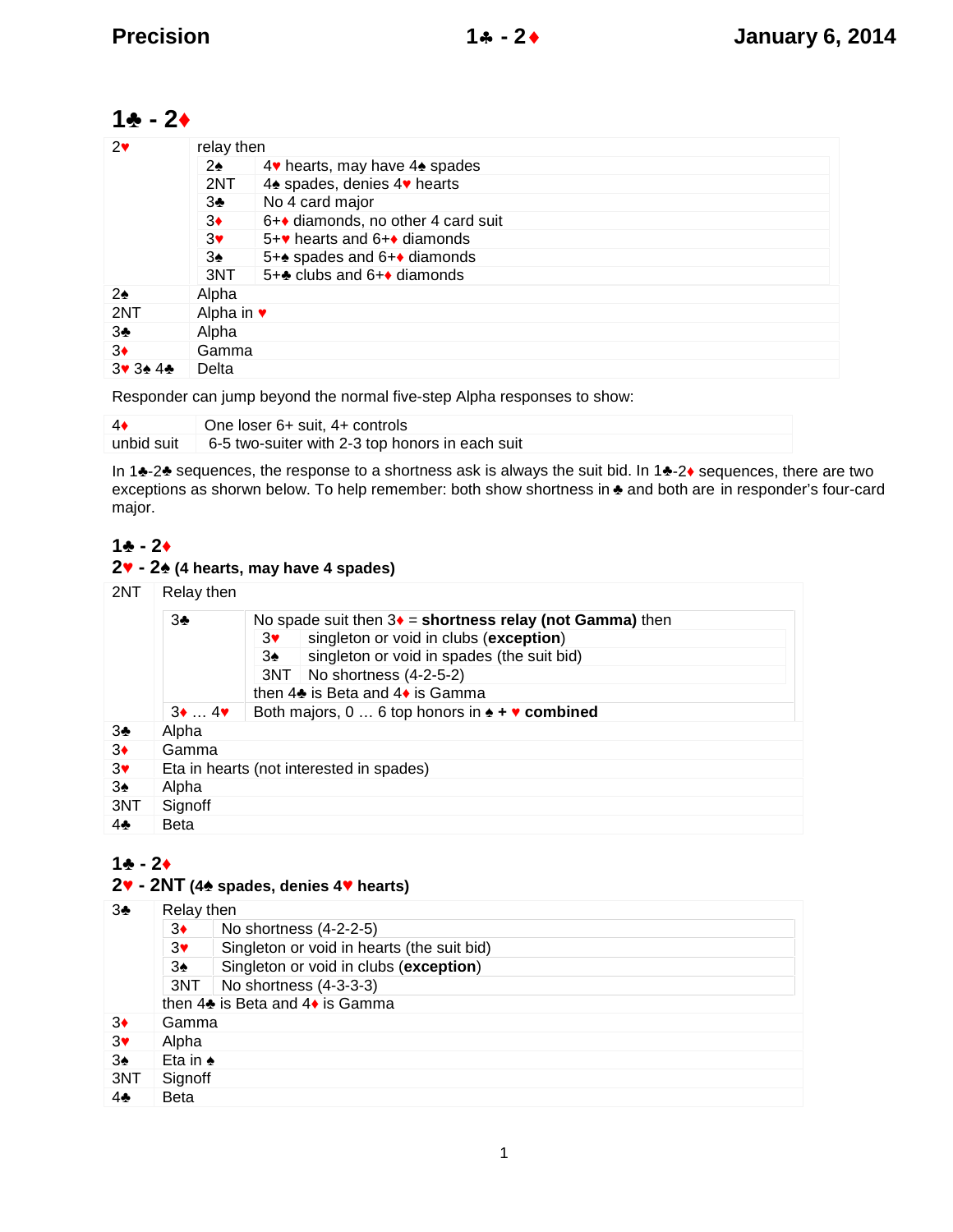# 1♣ - 2♦

| | |
|---|---|
| 2♥ | relay then |
| | 2♠ — 4♥ hearts, may have 4♠ spades |
| | 2NT — 4♠ spades, denies 4♥ hearts |
| | 3♣ — No 4 card major |
| | 3♦ — 6+♦ diamonds, no other 4 card suit |
| | 3♥ — 5+♥ hearts and 6+♦ diamonds |
| | 3♠ — 5+♠ spades and 6+♦ diamonds |
| | 3NT — 5+♣ clubs and 6+♦ diamonds |
| 2♠ | Alpha |
| 2NT | Alpha in ♥ |
| 3♣ | Alpha |
| 3♦ | Gamma |
| 3♥ 3♠ 4♣ | Delta |

Responder can jump beyond the normal five-step Alpha responses to show:

| | |
|---|---|
| 4♦ | One loser 6+ suit, 4+ controls |
| unbid suit | 6-5 two-suiter with 2-3 top honors in each suit |

In 1♣-2♣ sequences, the response to a shortness ask is always the suit bid. In 1♣-2♦ sequences, there are two exceptions as shorwn below. To help remember: both show shortness in ♣ and both are in responder's four-card major.

### 1♣ - 2♦
### 2♥ - 2♠ (4 hearts, may have 4 spades)

| | |
|---|---|
| 2NT | Relay then |
| | 3♣ — No spade suit then 3♦ = **shortness relay (not Gamma)** then |
| | &nbsp;&nbsp;&nbsp;3♥ — singleton or void in clubs (**exception**) |
| | &nbsp;&nbsp;&nbsp;3♠ — singleton or void in spades (the suit bid) |
| | &nbsp;&nbsp;&nbsp;3NT — No shortness (4-2-5-2) |
| | &nbsp;&nbsp;&nbsp;then 4♣ is Beta and 4♦ is Gamma |
| | 3♦ … 4♥ — Both majors, 0 … 6 top honors in ♠ + ♥ **combined** |
| 3♣ | Alpha |
| 3♦ | Gamma |
| 3♥ | Eta in hearts (not interested in spades) |
| 3♠ | Alpha |
| 3NT | Signoff |
| 4♣ | Beta |

### 1♣ - 2♦
### 2♥ - 2NT (4♠ spades, denies 4♥ hearts)

| | |
|---|---|
| 3♣ | Relay then |
| | 3♦ — No shortness (4-2-2-5) |
| | 3♥ — Singleton or void in hearts (the suit bid) |
| | 3♠ — Singleton or void in clubs (**exception**) |
| | 3NT — No shortness (4-3-3-3) |
| | then 4♣ is Beta and 4♦ is Gamma |
| 3♦ | Gamma |
| 3♥ | Alpha |
| 3♠ | Eta in ♠ |
| 3NT | Signoff |
| 4♣ | Beta |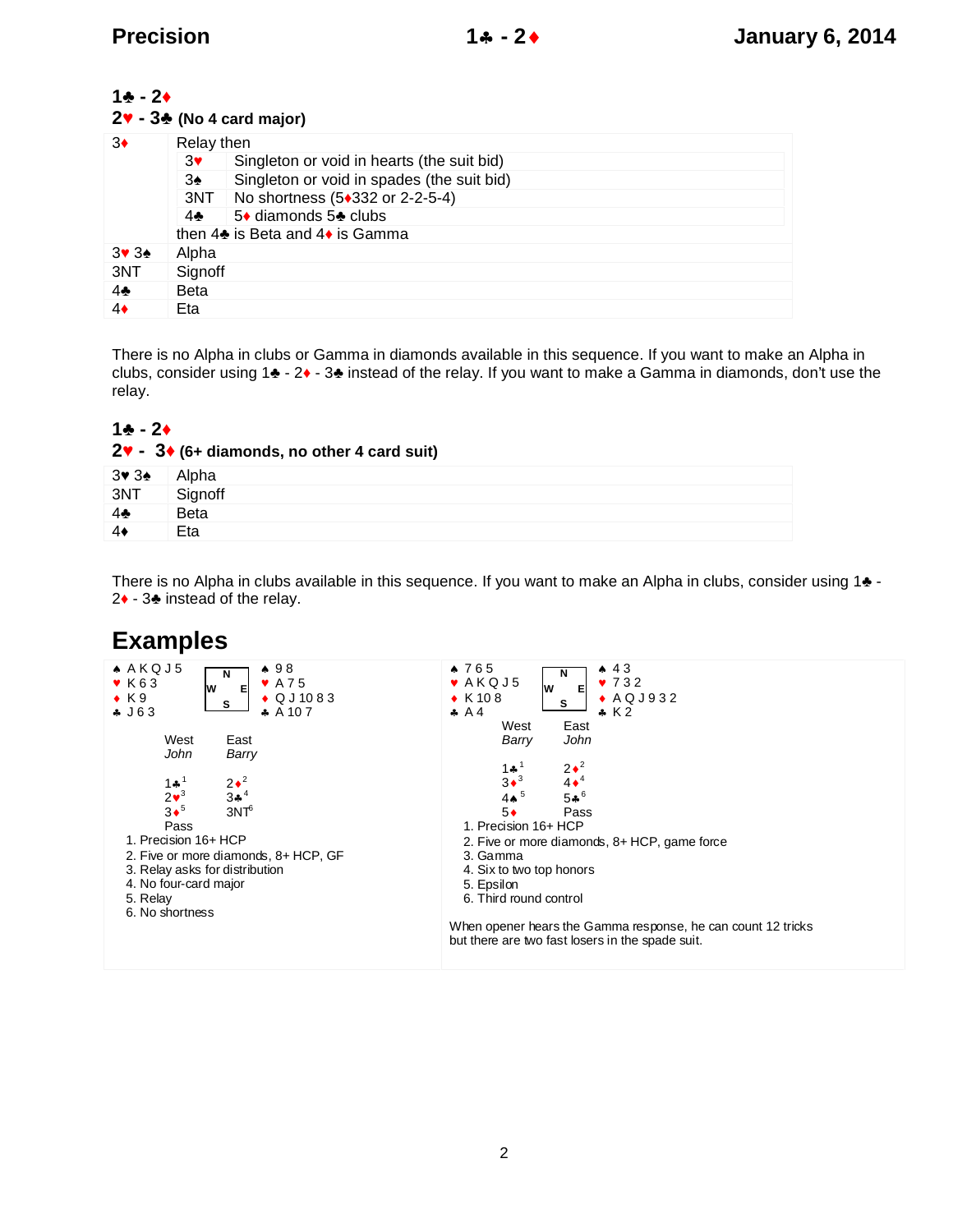## 1♣ - 2♦
### 2♥ - 3♣ (No 4 card major)

| | |
|---|---|
| 3♦ | Relay then<br>3♥ Singleton or void in hearts (the suit bid)<br>3♠ Singleton or void in spades (the suit bid)<br>3NT No shortness (5♦332 or 2-2-5-4)<br>4♣ 5♦ diamonds 5♣ clubs<br>then 4♣ is Beta and 4♦ is Gamma |
| 3♥ 3♠ | Alpha |
| 3NT | Signoff |
| 4♣ | Beta |
| 4♦ | Eta |

There is no Alpha in clubs or Gamma in diamonds available in this sequence. If you want to make an Alpha in clubs, consider using 1♣ - 2♦ - 3♣ instead of the relay. If you want to make a Gamma in diamonds, don't use the relay.

## 1♣ - 2♦
### 2♥ - 3♦ (6+ diamonds, no other 4 card suit)

| | |
|---|---|
| 3♥ 3♠ | Alpha |
| 3NT | Signoff |
| 4♣ | Beta |
| 4♦ | Eta |

There is no Alpha in clubs available in this sequence. If you want to make an Alpha in clubs, consider using 1♣ - 2♦ - 3♣ instead of the relay.

# Examples

**Example 1**

West: ♠ A K Q J 5 ♥ K 6 3 ♦ K 9 ♣ J 6 3

East: ♠ 9 8 ♥ A 7 5 ♦ Q J 10 8 3 ♣ A 10 7

| West *John* | East *Barry* |
|---|---|
| 1♣[1] | 2♦[2] |
| 2♥[3] | 3♣[4] |
| 3♦[5] | 3NT[6] |
| Pass | |

1. Precision 16+ HCP
2. Five or more diamonds, 8+ HCP, GF
3. Relay asks for distribution
4. No four-card major
5. Relay
6. No shortness

**Example 2**

West: ♠ 7 6 5 ♥ A K Q J 5 ♦ K 10 8 ♣ A 4

East: ♠ 4 3 ♥ 7 3 2 ♦ A Q J 9 3 2 ♣ K 2

| West *Barry* | East *John* |
|---|---|
| 1♣[1] | 2♦[2] |
| 3♦[3] | 4♦[4] |
| 4♠[5] | 5♣[6] |
| 5♦ | Pass |

1. Precision 16+ HCP
2. Five or more diamonds, 8+ HCP, game force
3. Gamma
4. Six to two top honors
5. Epsilon
6. Third round control

When opener hears the Gamma response, he can count 12 tricks but there are two fast losers in the spade suit.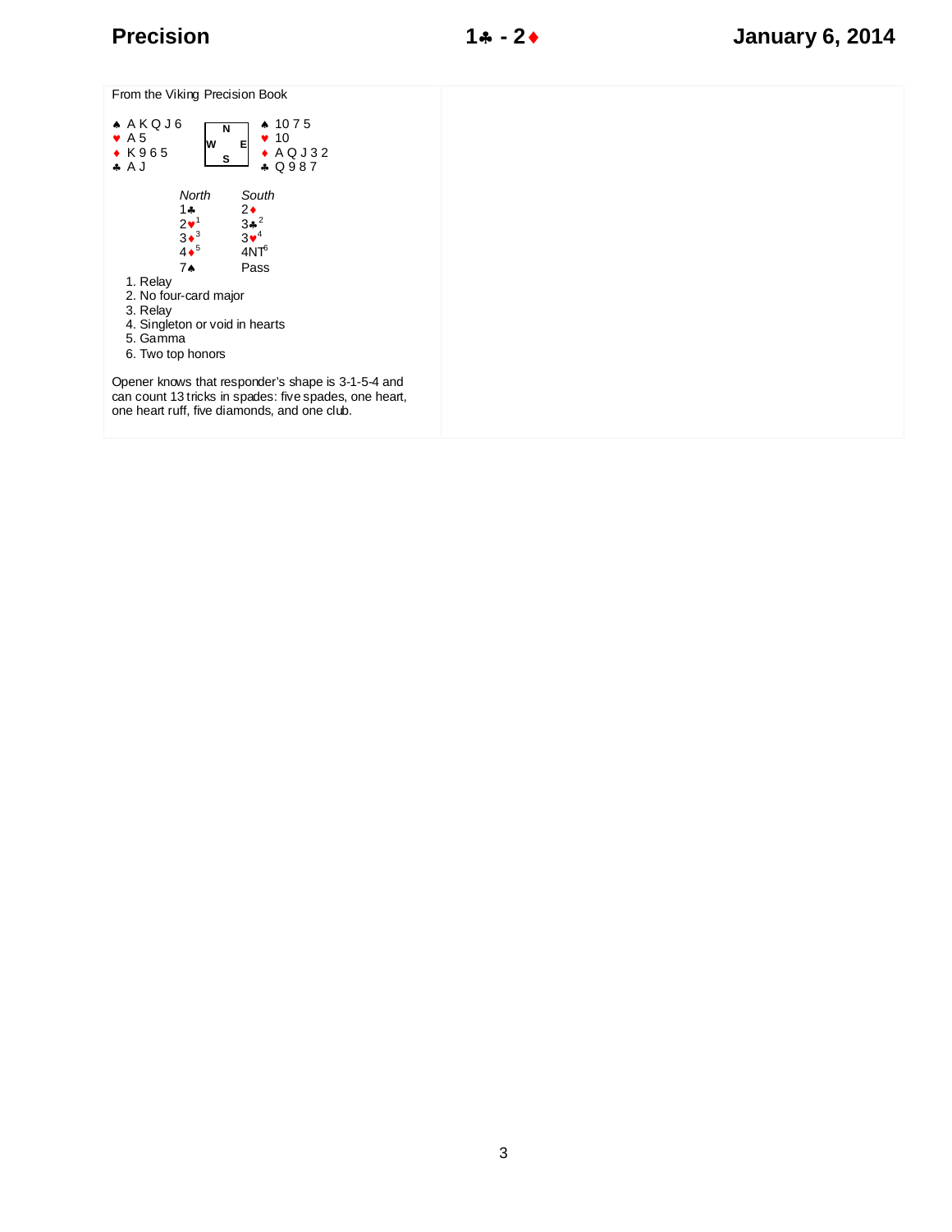From the Viking Precision Book

| West | | East |
|---|---|---|
| ♠ A K Q J 6 | N | ♠ 10 7 5 |
| ♥ A 5 | W E | ♥ 10 |
| ♦ K 9 6 5 | S | ♦ A Q J 3 2 |
| ♣ A J | | ♣ Q 9 8 7 |

| *North* | *South* |
|---|---|
| 1♣ | 2♦ |
| 2♥[1] | 3♣[2] |
| 3♦[3] | 3♥[4] |
| 4♦[5] | 4NT[6] |
| 7♠ | Pass |

1. Relay
2. No four-card major
3. Relay
4. Singleton or void in hearts
5. Gamma
6. Two top honors

Opener knows that responder's shape is 3-1-5-4 and can count 13 tricks in spades: five spades, one heart, one heart ruff, five diamonds, and one club.